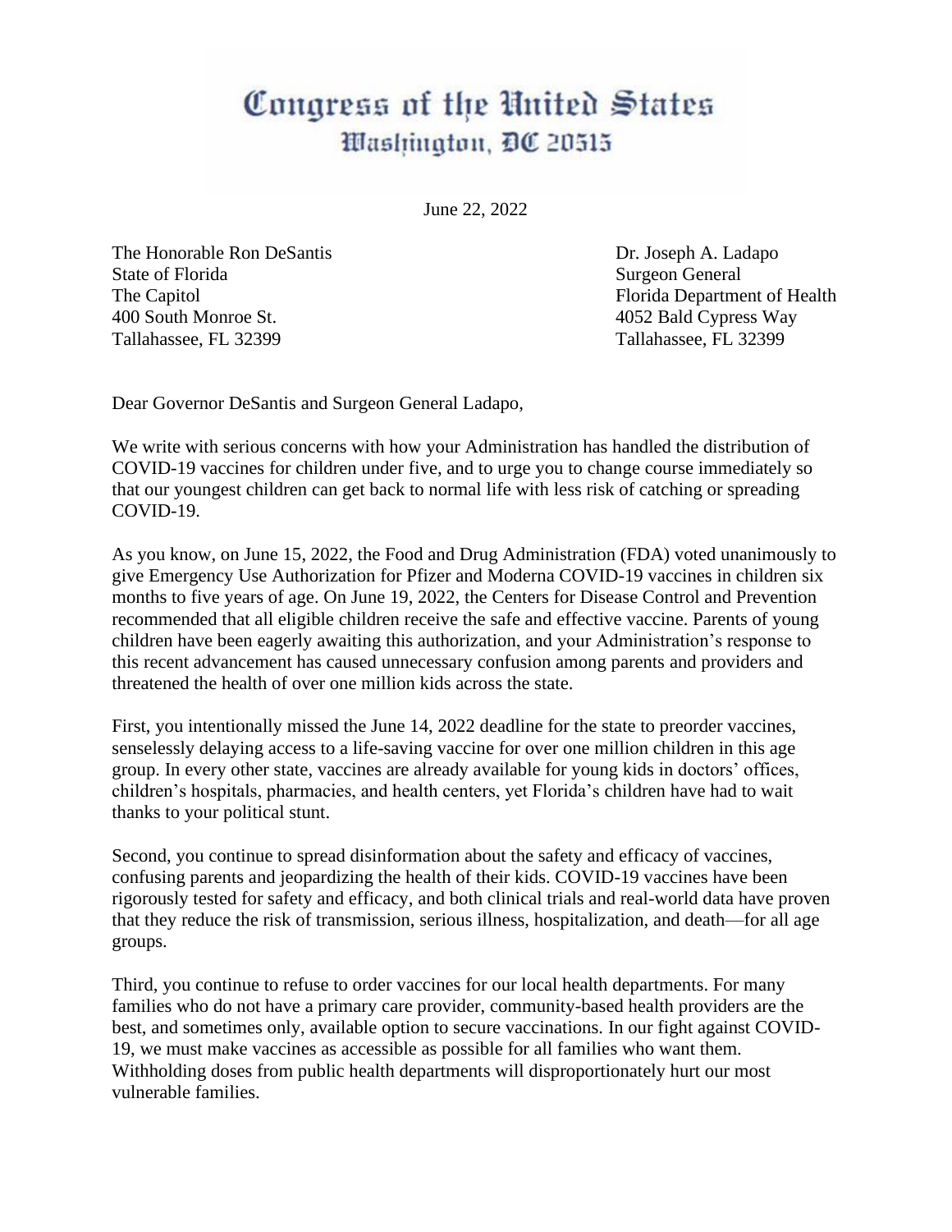# Congress of the United States
## Washington, DC 20515

June 22, 2022

The Honorable Ron DeSantis
State of Florida
The Capitol
400 South Monroe St.
Tallahassee, FL 32399

Dr. Joseph A. Ladapo
Surgeon General
Florida Department of Health
4052 Bald Cypress Way
Tallahassee, FL 32399

Dear Governor DeSantis and Surgeon General Ladapo,

We write with serious concerns with how your Administration has handled the distribution of COVID-19 vaccines for children under five, and to urge you to change course immediately so that our youngest children can get back to normal life with less risk of catching or spreading COVID-19.

As you know, on June 15, 2022, the Food and Drug Administration (FDA) voted unanimously to give Emergency Use Authorization for Pfizer and Moderna COVID-19 vaccines in children six months to five years of age. On June 19, 2022, the Centers for Disease Control and Prevention recommended that all eligible children receive the safe and effective vaccine. Parents of young children have been eagerly awaiting this authorization, and your Administration's response to this recent advancement has caused unnecessary confusion among parents and providers and threatened the health of over one million kids across the state.

First, you intentionally missed the June 14, 2022 deadline for the state to preorder vaccines, senselessly delaying access to a life-saving vaccine for over one million children in this age group. In every other state, vaccines are already available for young kids in doctors' offices, children's hospitals, pharmacies, and health centers, yet Florida's children have had to wait thanks to your political stunt.

Second, you continue to spread disinformation about the safety and efficacy of vaccines, confusing parents and jeopardizing the health of their kids. COVID-19 vaccines have been rigorously tested for safety and efficacy, and both clinical trials and real-world data have proven that they reduce the risk of transmission, serious illness, hospitalization, and death—for all age groups.

Third, you continue to refuse to order vaccines for our local health departments. For many families who do not have a primary care provider, community-based health providers are the best, and sometimes only, available option to secure vaccinations. In our fight against COVID-19, we must make vaccines as accessible as possible for all families who want them. Withholding doses from public health departments will disproportionately hurt our most vulnerable families.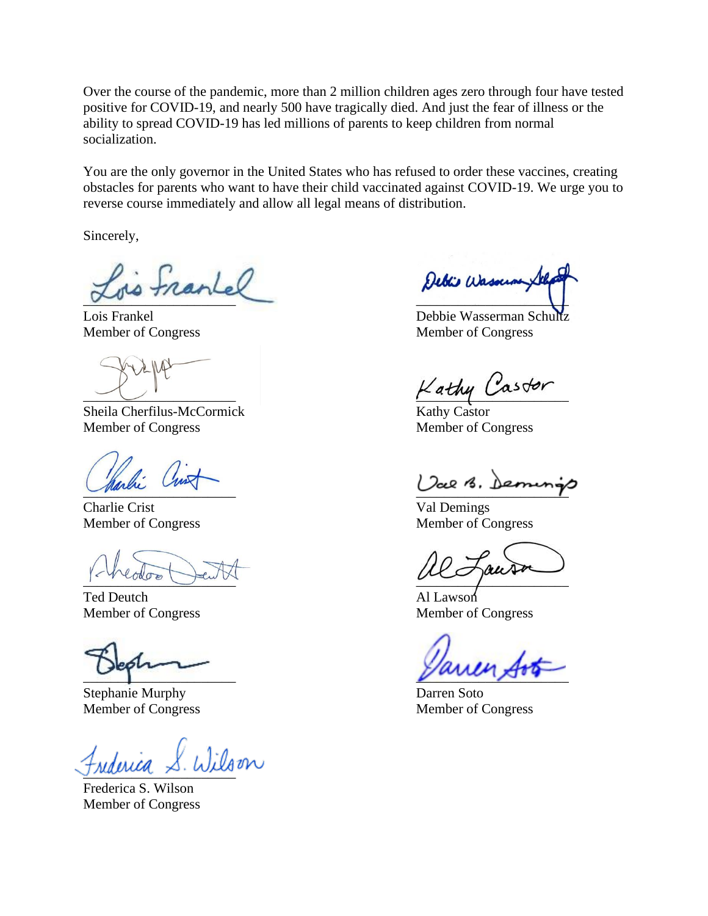Over the course of the pandemic, more than 2 million children ages zero through four have tested positive for COVID-19, and nearly 500 have tragically died. And just the fear of illness or the ability to spread COVID-19 has led millions of parents to keep children from normal socialization.

You are the only governor in the United States who has refused to order these vaccines, creating obstacles for parents who want to have their child vaccinated against COVID-19. We urge you to reverse course immediately and allow all legal means of distribution.

Sincerely,

Lois Frankel
Member of Congress

Debbie Wasserman Schultz
Member of Congress

Sheila Cherfilus-McCormick
Member of Congress

Kathy Castor
Member of Congress

Charlie Crist
Member of Congress

Val Demings
Member of Congress

Ted Deutch
Member of Congress

Al Lawson
Member of Congress

Stephanie Murphy
Member of Congress

Darren Soto
Member of Congress

Frederica S. Wilson
Member of Congress